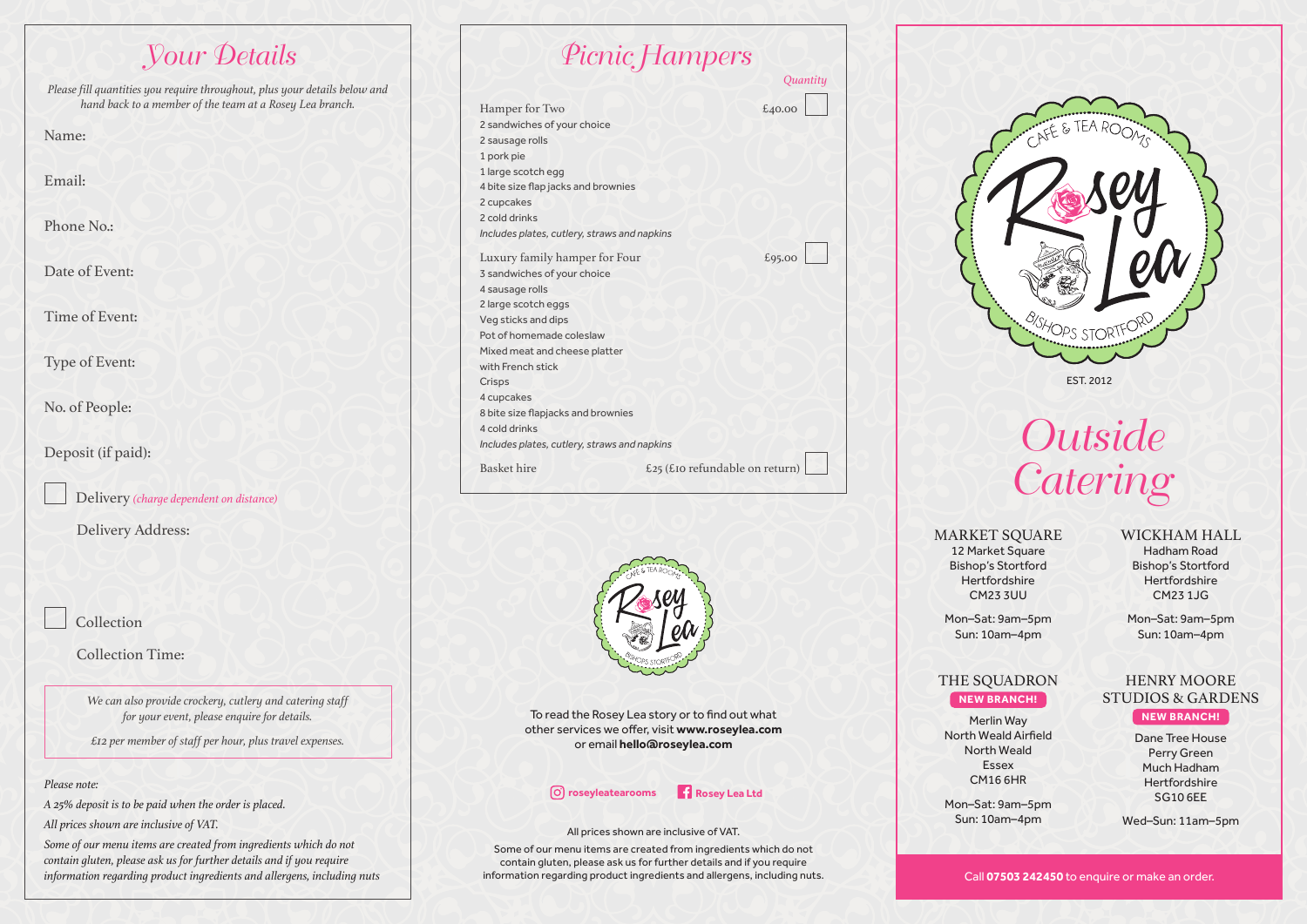# Your Details

*Please fill quantities you require throughout, plus your details below and hand back to a member of the team at a Rosey Lea branch.*

Name:

Email:

Phone No.:

Date of Event:

Time of Event:

Type of Event:

No. of People:

Deposit (if paid):

☐ Delivery *(charge dependent on distance)*

Delivery Address:

☐ Collection

Collection Time:

*We can also provide crockery, cutlery and catering staff for your event, please enquire for details.*

*£12 per member of staff per hour, plus travel expenses.*

*Please note:*

*A 25% deposit is to be paid when the order is placed.*

*All prices shown are inclusive of VAT.*

*Some of our menu items are created from ingredients which do not contain gluten, please ask us for further details and if you require information regarding product ingredients and allergens, including nuts*

# Picnic Hampers

*Quantity*

**Hamper for Two** — £40.00 ☐

- 2 sandwiches of your choice
- 2 sausage rolls
- 1 pork pie
- 1 large scotch egg
- 4 bite size flap jacks and brownies
- 2 cupcakes
- 2 cold drinks

*Includes plates, cutlery, straws and napkins*

**Luxury family hamper for Four** — £95.00 ☐

- 3 sandwiches of your choice
- 4 sausage rolls
- 2 large scotch eggs
- Veg sticks and dips
- Pot of homemade coleslaw
- Mixed meat and cheese platter with French stick
- Crisps
- 4 cupcakes
- 8 bite size flapjacks and brownies
- 4 cold drinks

*Includes plates, cutlery, straws and napkins*

**Basket hire** — £25 (£10 refundable on return) ☐

CAFÉ & TEA ROOMS Rosey Lea BISHOPS STORTFORD

To read the Rosey Lea story or to find out what other services we offer, visit **www.roseylea.com** or email **hello@roseylea.com**

**roseyleatearooms** **Rosey Lea Ltd**

All prices shown are inclusive of VAT.

Some of our menu items are created from ingredients which do not contain gluten, please ask us for further details and if you require information regarding product ingredients and allergens, including nuts.

CAFÉ & TEA ROOMS Rosey Lea BISHOPS STORTFORD

EST. 2012

# Outside Catering

## MARKET SQUARE

12 Market Square
Bishop's Stortford
Hertfordshire
CM23 3UU

Mon–Sat: 9am–5pm
Sun: 10am–4pm

## WICKHAM HALL

Hadham Road
Bishop's Stortford
Hertfordshire
CM23 1JG

Mon–Sat: 9am–5pm
Sun: 10am–4pm

## THE SQUADRON

**NEW BRANCH!**

Merlin Way
North Weald Airfield
North Weald
Essex
CM16 6HR

Mon–Sat: 9am–5pm
Sun: 10am–4pm

## HENRY MOORE STUDIOS & GARDENS

**NEW BRANCH!**

Dane Tree House
Perry Green
Much Hadham
Hertfordshire
SG10 6EE

Wed–Sun: 11am–5pm

Call **07503 242450** to enquire or make an order.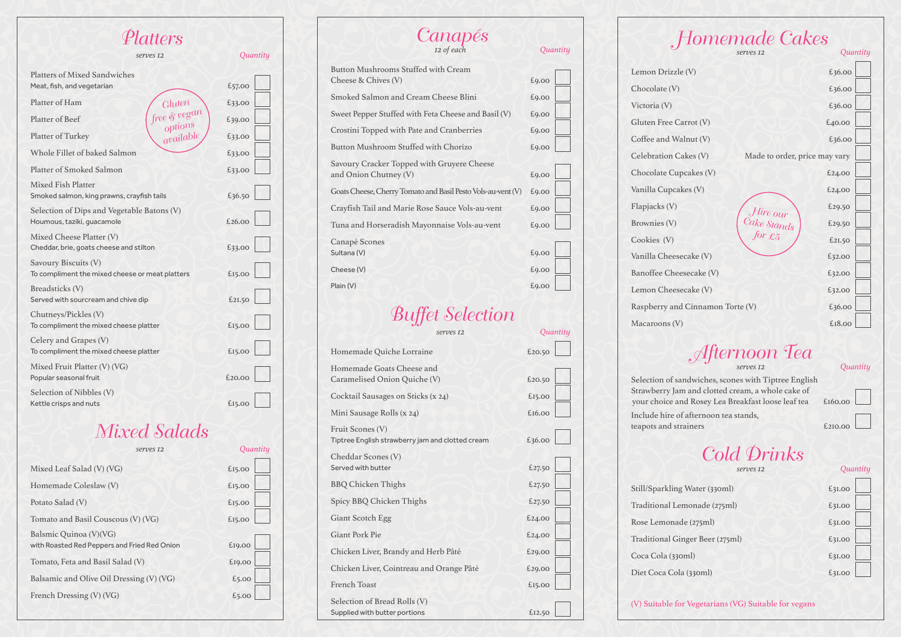## Platters

*serves 12*

| Item | Price | Quantity |
| --- | --- | --- |
| Platters of Mixed Sandwiches<br>Meat, fish, and vegetarian | £57.00 | |
| Platter of Ham | £33.00 | |
| Platter of Beef | £39.00 | |
| Platter of Turkey | £33.00 | |
| Whole Fillet of baked Salmon | £33.00 | |
| Platter of Smoked Salmon | £33.00 | |
| Mixed Fish Platter<br>Smoked salmon, king prawns, crayfish tails | £36.50 | |
| Selection of Dips and Vegetable Batons (V)<br>Houmous, taziki, guacamole | £26.00 | |
| Mixed Cheese Platter (V)<br>Cheddar, brie, goats cheese and stilton | £33.00 | |
| Savoury Biscuits (V)<br>To compliment the mixed cheese or meat platters | £15.00 | |
| Breadsticks (V)<br>Served with sourcream and chive dip | £21.50 | |
| Chutneys/Pickles (V)<br>To compliment the mixed cheese platter | £15.00 | |
| Celery and Grapes (V)<br>To compliment the mixed cheese platter | £15.00 | |
| Mixed Fruit Platter (V) (VG)<br>Popular seasonal fruit | £20.00 | |
| Selection of Nibbles (V)<br>Kettle crisps and nuts | £15.00 | |

Gluten free & vegan options available

## Mixed Salads

*serves 12*

| Item | Price | Quantity |
| --- | --- | --- |
| Mixed Leaf Salad (V) (VG) | £15.00 | |
| Homemade Coleslaw (V) | £15.00 | |
| Potato Salad (V) | £15.00 | |
| Tomato and Basil Couscous (V) (VG) | £15.00 | |
| Balsmic Quinoa (V)(VG)<br>with Roasted Red Peppers and Fried Red Onion | £19.00 | |
| Tomato, Feta and Basil Salad (V) | £19.00 | |
| Balsamic and Olive Oil Dressing (V) (VG) | £5.00 | |
| French Dressing (V) (VG) | £5.00 | |

## Canapés

*12 of each*

| Item | Price | Quantity |
| --- | --- | --- |
| Button Mushrooms Stuffed with Cream Cheese & Chives (V) | £9.00 | |
| Smoked Salmon and Cream Cheese Blini | £9.00 | |
| Sweet Pepper Stuffed with Feta Cheese and Basil (V) | £9.00 | |
| Crostini Topped with Pate and Cranberries | £9.00 | |
| Button Mushroom Stuffed with Chorizo | £9.00 | |
| Savoury Cracker Topped with Gruyere Cheese and Onion Chutney (V) | £9.00 | |
| Goats Cheese, Cherry Tomato and Basil Pesto Vols-au-vent (V) | £9.00 | |
| Crayfish Tail and Marie Rose Sauce Vols-au-vent | £9.00 | |
| Tuna and Horseradish Mayonnaise Vols-au-vent | £9.00 | |
| Canapé Scones<br>Sultana (V) | £9.00 | |
| Cheese (V) | £9.00 | |
| Plain (V) | £9.00 | |

## Buffet Selection

*serves 12*

| Item | Price | Quantity |
| --- | --- | --- |
| Homemade Quiche Lorraine | £20.50 | |
| Homemade Goats Cheese and Caramelised Onion Quiche (V) | £20.50 | |
| Cocktail Sausages on Sticks (x 24) | £15.00 | |
| Mini Sausage Rolls (x 24) | £16.00 | |
| Fruit Scones (V)<br>Tiptree English strawberry jam and clotted cream | £36.00 | |
| Cheddar Scones (V)<br>Served with butter | £27.50 | |
| BBQ Chicken Thighs | £27.50 | |
| Spicy BBQ Chicken Thighs | £27.50 | |
| Giant Scotch Egg | £24.00 | |
| Giant Pork Pie | £24.00 | |
| Chicken Liver, Brandy and Herb Pâté | £29.00 | |
| Chicken Liver, Cointreau and Orange Pâté | £29.00 | |
| French Toast | £15.00 | |
| Selection of Bread Rolls (V)<br>Supplied with butter portions | £12.50 | |

## Homemade Cakes

*serves 12*

| Item | Price | Quantity |
| --- | --- | --- |
| Lemon Drizzle (V) | £36.00 | |
| Chocolate (V) | £36.00 | |
| Victoria (V) | £36.00 | |
| Gluten Free Carrot (V) | £40.00 | |
| Coffee and Walnut (V) | £36.00 | |
| Celebration Cakes (V) | Made to order, price may vary | |
| Chocolate Cupcakes (V) | £24.00 | |
| Vanilla Cupcakes (V) | £24.00 | |
| Flapjacks (V) | £29.50 | |
| Brownies (V) | £29.50 | |
| Cookies (V) | £21.50 | |
| Vanilla Cheesecake (V) | £32.00 | |
| Banoffee Cheesecake (V) | £32.00 | |
| Lemon Cheesecake (V) | £32.00 | |
| Raspberry and Cinnamon Torte (V) | £36.00 | |
| Macaroons (V) | £18.00 | |

Hire our Cake Stands for £5

## Afternoon Tea

*serves 12*

| Item | Price | Quantity |
| --- | --- | --- |
| Selection of sandwiches, scones with Tiptree English Strawberry Jam and clotted cream, a whole cake of your choice and Rosey Lea Breakfast loose leaf tea | £160.00 | |
| Include hire of afternoon tea stands, teapots and strainers | £210.00 | |

## Cold Drinks

*serves 12*

| Item | Price | Quantity |
| --- | --- | --- |
| Still/Sparkling Water (330ml) | £31.00 | |
| Traditional Lemonade (275ml) | £31.00 | |
| Rose Lemonade (275ml) | £31.00 | |
| Traditional Ginger Beer (275ml) | £31.00 | |
| Coca Cola (330ml) | £31.00 | |
| Diet Coca Cola (330ml) | £31.00 | |

(V) Suitable for Vegetarians (VG) Suitable for vegans